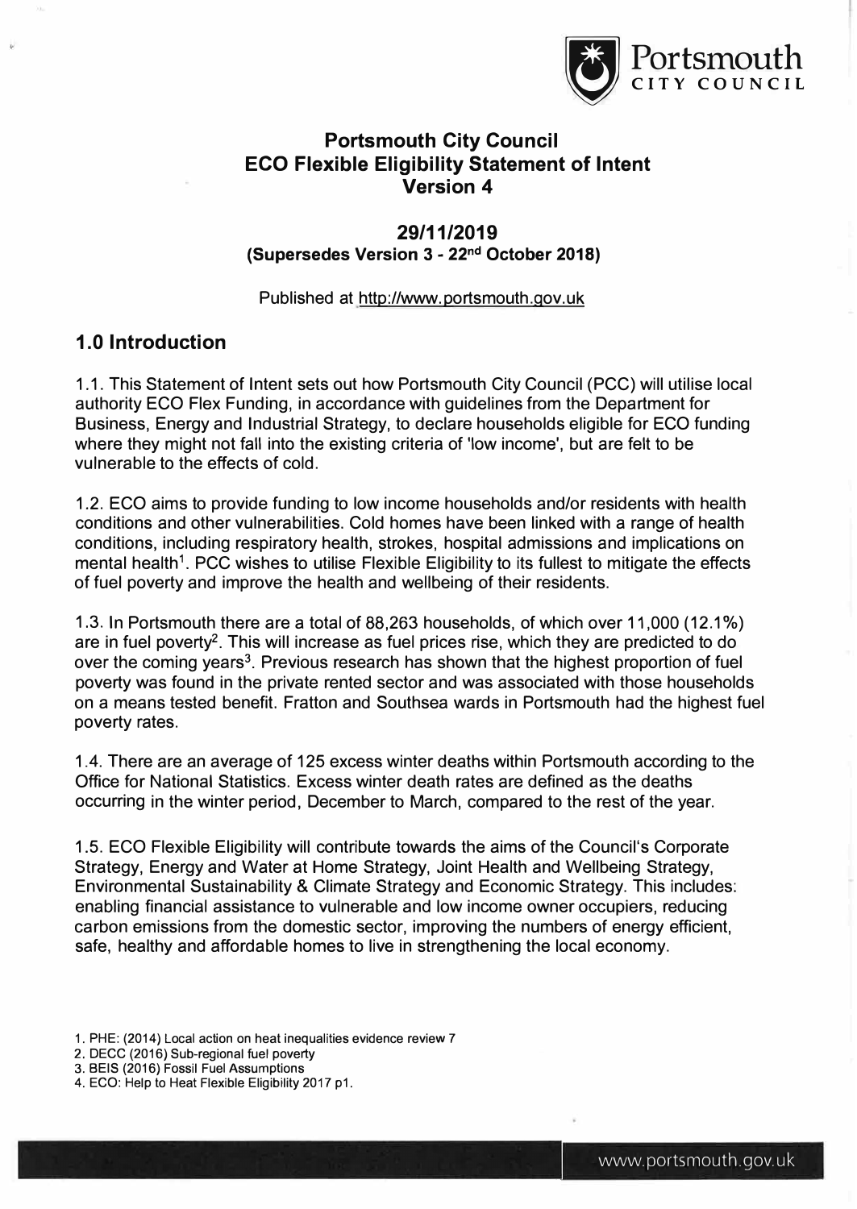# Portsmouth City Council ECO Flexible Eligibility Statement of Intent Version 4

## 29/11/2019
**(Supersedes Version 3 - 22nd October 2018)**

Published at http://www.portsmouth.gov.uk

## 1.0 Introduction

1.1. This Statement of Intent sets out how Portsmouth City Council (PCC) will utilise local authority ECO Flex Funding, in accordance with guidelines from the Department for Business, Energy and Industrial Strategy, to declare households eligible for ECO funding where they might not fall into the existing criteria of 'low income', but are felt to be vulnerable to the effects of cold.

1.2. ECO aims to provide funding to low income households and/or residents with health conditions and other vulnerabilities. Cold homes have been linked with a range of health conditions, including respiratory health, strokes, hospital admissions and implications on mental health[1]. PCC wishes to utilise Flexible Eligibility to its fullest to mitigate the effects of fuel poverty and improve the health and wellbeing of their residents.

1.3. In Portsmouth there are a total of 88,263 households, of which over 11,000 (12.1%) are in fuel poverty[2]. This will increase as fuel prices rise, which they are predicted to do over the coming years[3]. Previous research has shown that the highest proportion of fuel poverty was found in the private rented sector and was associated with those households on a means tested benefit. Fratton and Southsea wards in Portsmouth had the highest fuel poverty rates.

1.4. There are an average of 125 excess winter deaths within Portsmouth according to the Office for National Statistics. Excess winter death rates are defined as the deaths occurring in the winter period, December to March, compared to the rest of the year.

1.5. ECO Flexible Eligibility will contribute towards the aims of the Council's Corporate Strategy, Energy and Water at Home Strategy, Joint Health and Wellbeing Strategy, Environmental Sustainability & Climate Strategy and Economic Strategy. This includes: enabling financial assistance to vulnerable and low income owner occupiers, reducing carbon emissions from the domestic sector, improving the numbers of energy efficient, safe, healthy and affordable homes to live in strengthening the local economy.

1. PHE: (2014) Local action on heat inequalities evidence review 7
2. DECC (2016) Sub-regional fuel poverty
3. BEIS (2016) Fossil Fuel Assumptions
4. ECO: Help to Heat Flexible Eligibility 2017 p1.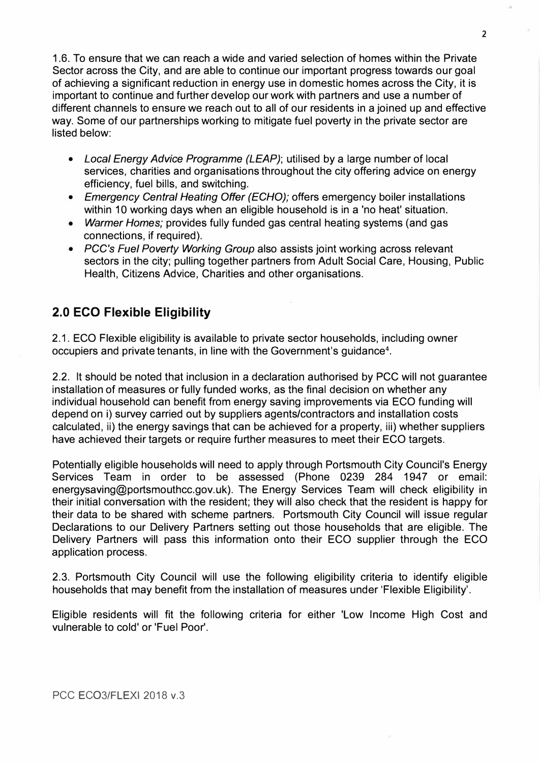1.6. To ensure that we can reach a wide and varied selection of homes within the Private Sector across the City, and are able to continue our important progress towards our goal of achieving a significant reduction in energy use in domestic homes across the City, it is important to continue and further develop our work with partners and use a number of different channels to ensure we reach out to all of our residents in a joined up and effective way. Some of our partnerships working to mitigate fuel poverty in the private sector are listed below:

- *Local Energy Advice Programme (LEAP)*; utilised by a large number of local services, charities and organisations throughout the city offering advice on energy efficiency, fuel bills, and switching.
- *Emergency Central Heating Offer (ECHO);* offers emergency boiler installations within 10 working days when an eligible household is in a 'no heat' situation.
- *Warmer Homes;* provides fully funded gas central heating systems (and gas connections, if required).
- *PCC's Fuel Poverty Working Group* also assists joint working across relevant sectors in the city; pulling together partners from Adult Social Care, Housing, Public Health, Citizens Advice, Charities and other organisations.

## 2.0 ECO Flexible Eligibility

2.1. ECO Flexible eligibility is available to private sector households, including owner occupiers and private tenants, in line with the Government's guidance[4].

2.2. It should be noted that inclusion in a declaration authorised by PCC will not guarantee installation of measures or fully funded works, as the final decision on whether any individual household can benefit from energy saving improvements via ECO funding will depend on i) survey carried out by suppliers agents/contractors and installation costs calculated, ii) the energy savings that can be achieved for a property, iii) whether suppliers have achieved their targets or require further measures to meet their ECO targets.

Potentially eligible households will need to apply through Portsmouth City Council's Energy Services Team in order to be assessed (Phone 0239 284 1947 or email: energysaving@portsmouthcc.gov.uk). The Energy Services Team will check eligibility in their initial conversation with the resident; they will also check that the resident is happy for their data to be shared with scheme partners. Portsmouth City Council will issue regular Declarations to our Delivery Partners setting out those households that are eligible. The Delivery Partners will pass this information onto their ECO supplier through the ECO application process.

2.3. Portsmouth City Council will use the following eligibility criteria to identify eligible households that may benefit from the installation of measures under 'Flexible Eligibility'.

Eligible residents will fit the following criteria for either 'Low Income High Cost and vulnerable to cold' or 'Fuel Poor'.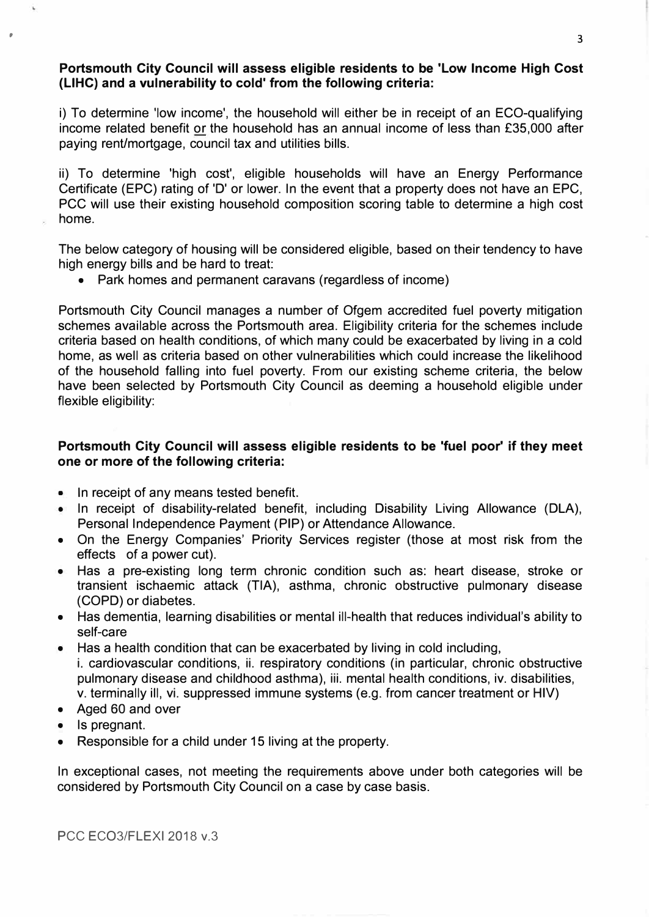**Portsmouth City Council will assess eligible residents to be 'Low Income High Cost (LIHC) and a vulnerability to cold' from the following criteria:**

i) To determine 'low income', the household will either be in receipt of an ECO-qualifying income related benefit or the household has an annual income of less than £35,000 after paying rent/mortgage, council tax and utilities bills.

ii) To determine 'high cost', eligible households will have an Energy Performance Certificate (EPC) rating of 'D' or lower. In the event that a property does not have an EPC, PCC will use their existing household composition scoring table to determine a high cost home.

The below category of housing will be considered eligible, based on their tendency to have high energy bills and be hard to treat:

- Park homes and permanent caravans (regardless of income)

Portsmouth City Council manages a number of Ofgem accredited fuel poverty mitigation schemes available across the Portsmouth area. Eligibility criteria for the schemes include criteria based on health conditions, of which many could be exacerbated by living in a cold home, as well as criteria based on other vulnerabilities which could increase the likelihood of the household falling into fuel poverty. From our existing scheme criteria, the below have been selected by Portsmouth City Council as deeming a household eligible under flexible eligibility:

**Portsmouth City Council will assess eligible residents to be 'fuel poor' if they meet one or more of the following criteria:**

- In receipt of any means tested benefit.
- In receipt of disability-related benefit, including Disability Living Allowance (DLA), Personal Independence Payment (PIP) or Attendance Allowance.
- On the Energy Companies' Priority Services register (those at most risk from the effects of a power cut).
- Has a pre-existing long term chronic condition such as: heart disease, stroke or transient ischaemic attack (TIA), asthma, chronic obstructive pulmonary disease (COPD) or diabetes.
- Has dementia, learning disabilities or mental ill-health that reduces individual's ability to self-care
- Has a health condition that can be exacerbated by living in cold including,
  i. cardiovascular conditions, ii. respiratory conditions (in particular, chronic obstructive pulmonary disease and childhood asthma), iii. mental health conditions, iv. disabilities, v. terminally ill, vi. suppressed immune systems (e.g. from cancer treatment or HIV)
- Aged 60 and over
- Is pregnant.
- Responsible for a child under 15 living at the property.

In exceptional cases, not meeting the requirements above under both categories will be considered by Portsmouth City Council on a case by case basis.

PCC ECO3/FLEXI 2018 v.3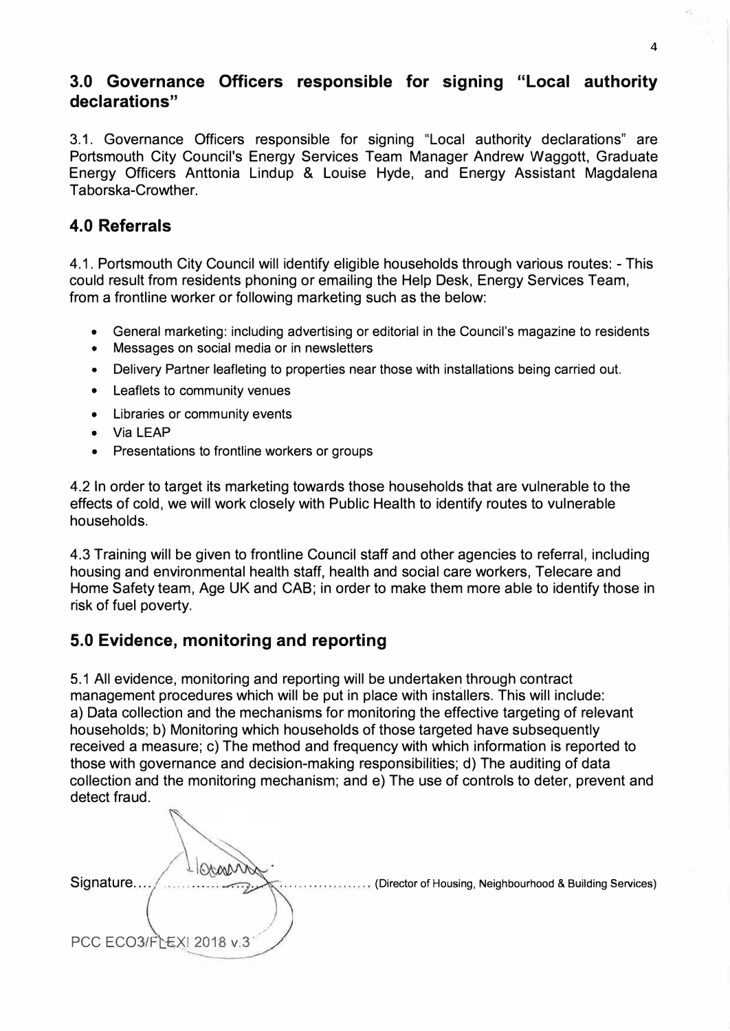## 3.0 Governance Officers responsible for signing "Local authority declarations"

3.1. Governance Officers responsible for signing "Local authority declarations" are Portsmouth City Council's Energy Services Team Manager Andrew Waggott, Graduate Energy Officers Anttonia Lindup & Louise Hyde, and Energy Assistant Magdalena Taborska-Crowther.

## 4.0 Referrals

4.1. Portsmouth City Council will identify eligible households through various routes: - This could result from residents phoning or emailing the Help Desk, Energy Services Team, from a frontline worker or following marketing such as the below:

- General marketing: including advertising or editorial in the Council's magazine to residents
- Messages on social media or in newsletters
- Delivery Partner leafleting to properties near those with installations being carried out.
- Leaflets to community venues
- Libraries or community events
- Via LEAP
- Presentations to frontline workers or groups

4.2 In order to target its marketing towards those households that are vulnerable to the effects of cold, we will work closely with Public Health to identify routes to vulnerable households.

4.3 Training will be given to frontline Council staff and other agencies to referral, including housing and environmental health staff, health and social care workers, Telecare and Home Safety team, Age UK and CAB; in order to make them more able to identify those in risk of fuel poverty.

## 5.0 Evidence, monitoring and reporting

5.1 All evidence, monitoring and reporting will be undertaken through contract management procedures which will be put in place with installers. This will include: a) Data collection and the mechanisms for monitoring the effective targeting of relevant households; b) Monitoring which households of those targeted have subsequently received a measure; c) The method and frequency with which information is reported to those with governance and decision-making responsibilities; d) The auditing of data collection and the monitoring mechanism; and e) The use of controls to deter, prevent and detect fraud.

Signature.................................................. (Director of Housing, Neighbourhood & Building Services)

PCC ECO3/FLEX! 2018 v.3